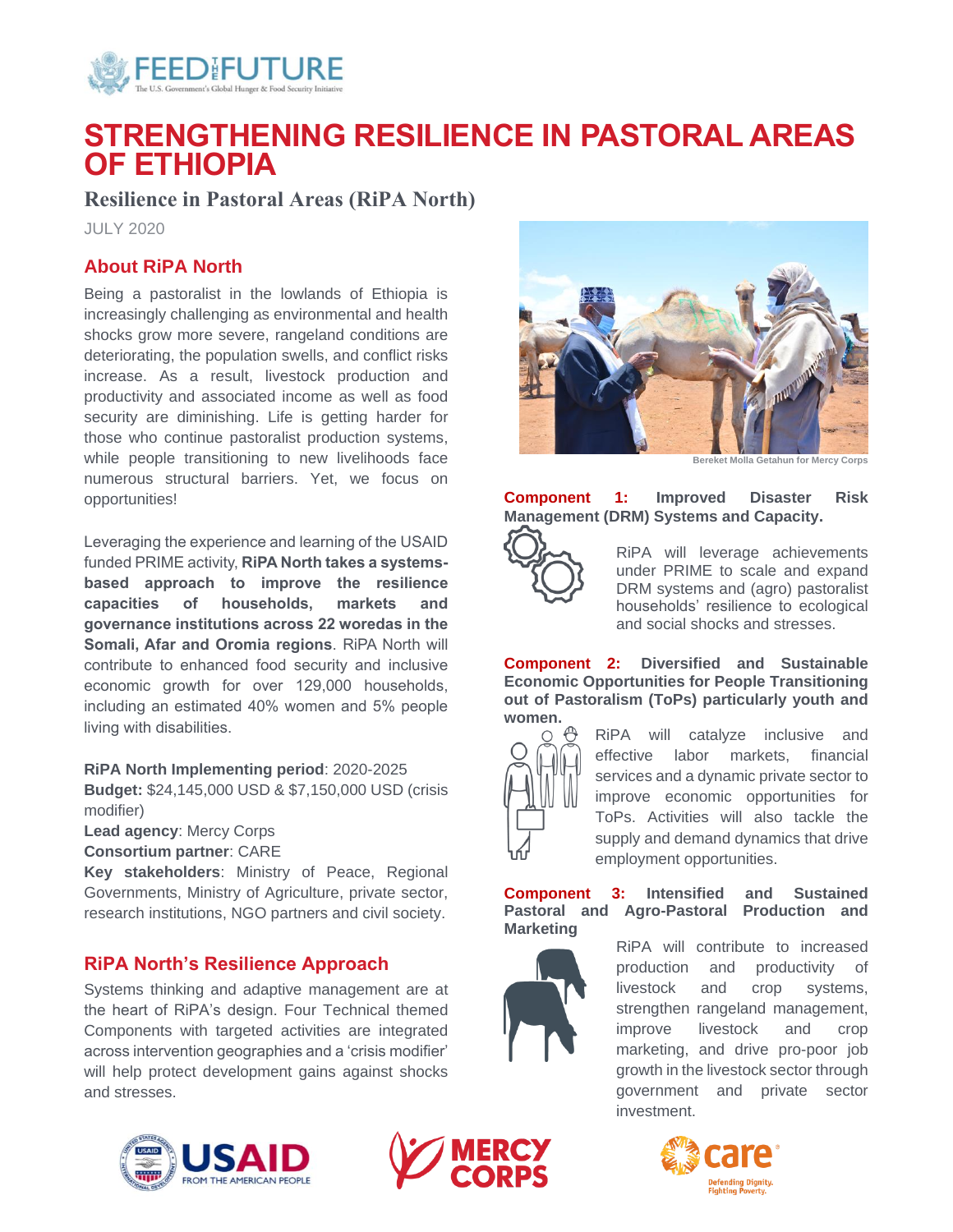# STRENGTHENING RESILIENCE IN PASTORAL AREAS OF ETHIOPIA

## Resilience in Pastoral Areas (RiPA North)

JULY 2020

### About RiPA North

Being a pastoralist in the lowlands of Ethiopia is increasingly challenging as environmental and health shocks grow more severe, rangeland conditions are deteriorating, the population swells, and conflict risks increase. As a result, livestock production and productivity and associated income as well as food security are diminishing. Life is getting harder for those who continue pastoralist production systems, while people transitioning to new livelihoods face numerous structural barriers. Yet, we focus on opportunities!

Leveraging the experience and learning of the USAID funded PRIME activity, **RiPA North takes a systems-based approach to improve the resilience capacities of households, markets and governance institutions across 22 woredas in the Somali, Afar and Oromia regions**. RiPA North will contribute to enhanced food security and inclusive economic growth for over 129,000 households, including an estimated 40% women and 5% people living with disabilities.

**RiPA North Implementing period**: 2020-2025
**Budget:** $24,145,000 USD & $7,150,000 USD (crisis modifier)
**Lead agency**: Mercy Corps
**Consortium partner**: CARE
**Key stakeholders**: Ministry of Peace, Regional Governments, Ministry of Agriculture, private sector, research institutions, NGO partners and civil society.

### RiPA North's Resilience Approach

Systems thinking and adaptive management are at the heart of RiPA's design. Four Technical themed Components with targeted activities are integrated across intervention geographies and a 'crisis modifier' will help protect development gains against shocks and stresses.

Bereket Molla Getahun for Mercy Corps

**Component 1: Improved Disaster Risk Management (DRM) Systems and Capacity.**

RiPA will leverage achievements under PRIME to scale and expand DRM systems and (agro) pastoralist households' resilience to ecological and social shocks and stresses.

**Component 2: Diversified and Sustainable Economic Opportunities for People Transitioning out of Pastoralism (ToPs) particularly youth and women.**

RiPA will catalyze inclusive and effective labor markets, financial services and a dynamic private sector to improve economic opportunities for ToPs. Activities will also tackle the supply and demand dynamics that drive employment opportunities.

**Component 3: Intensified and Sustained Pastoral and Agro-Pastoral Production and Marketing**

RiPA will contribute to increased production and productivity of livestock and crop systems, strengthen rangeland management, improve livestock and crop marketing, and drive pro-poor job growth in the livestock sector through government and private sector investment.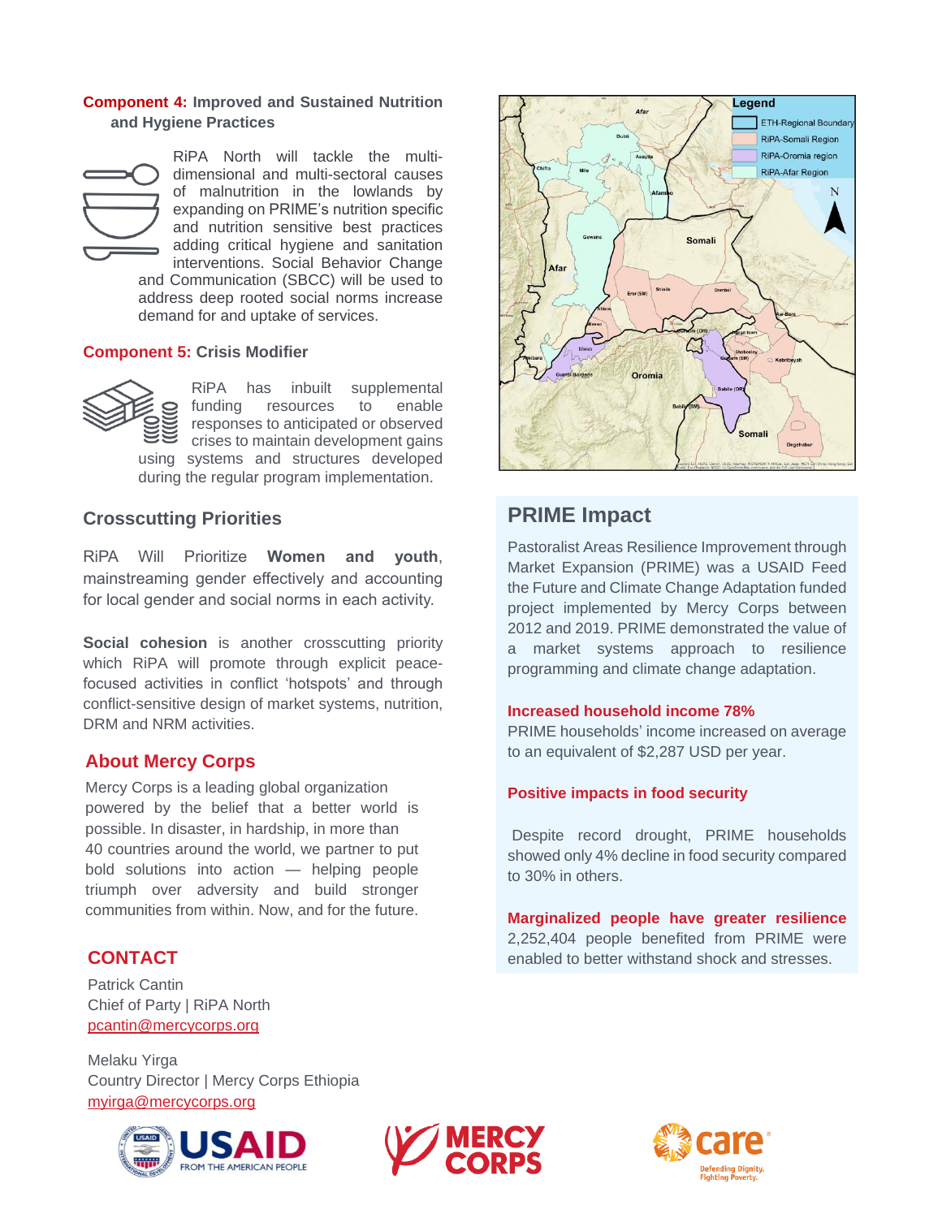### **Component 4:** Improved and Sustained Nutrition and Hygiene Practices

RiPA North will tackle the multi-dimensional and multi-sectoral causes of malnutrition in the lowlands by expanding on PRIME's nutrition specific and nutrition sensitive best practices adding critical hygiene and sanitation interventions. Social Behavior Change and Communication (SBCC) will be used to address deep rooted social norms increase demand for and uptake of services.

### **Component 5:** Crisis Modifier

RiPA has inbuilt supplemental funding resources to enable responses to anticipated or observed crises to maintain development gains using systems and structures developed during the regular program implementation.

## Crosscutting Priorities

RiPA Will Prioritize **Women and youth**, mainstreaming gender effectively and accounting for local gender and social norms in each activity.

**Social cohesion** is another crosscutting priority which RiPA will promote through explicit peace-focused activities in conflict 'hotspots' and through conflict-sensitive design of market systems, nutrition, DRM and NRM activities.

## About Mercy Corps

Mercy Corps is a leading global organization powered by the belief that a better world is possible. In disaster, in hardship, in more than 40 countries around the world, we partner to put bold solutions into action — helping people triumph over adversity and build stronger communities from within. Now, and for the future.

## CONTACT

Patrick Cantin
Chief of Party | RiPA North
pcantin@mercycorps.org

Melaku Yirga
Country Director | Mercy Corps Ethiopia
myirga@mercycorps.org

Legend
ETH-Regional Boundary
RiPA-Somali Region
RiPA-Oromia region
RiPA-Afar Region

Afar
Somali
Oromia
Somali

## PRIME Impact

Pastoralist Areas Resilience Improvement through Market Expansion (PRIME) was a USAID Feed the Future and Climate Change Adaptation funded project implemented by Mercy Corps between 2012 and 2019. PRIME demonstrated the value of a market systems approach to resilience programming and climate change adaptation.

**Increased household income 78%**
PRIME households' income increased on average to an equivalent of $2,287 USD per year.

**Positive impacts in food security**

Despite record drought, PRIME households showed only 4% decline in food security compared to 30% in others.

**Marginalized people have greater resilience**
2,252,404 people benefited from PRIME were enabled to better withstand shock and stresses.

USAID FROM THE AMERICAN PEOPLE
MERCY CORPS
care Defending Dignity. Fighting Poverty.